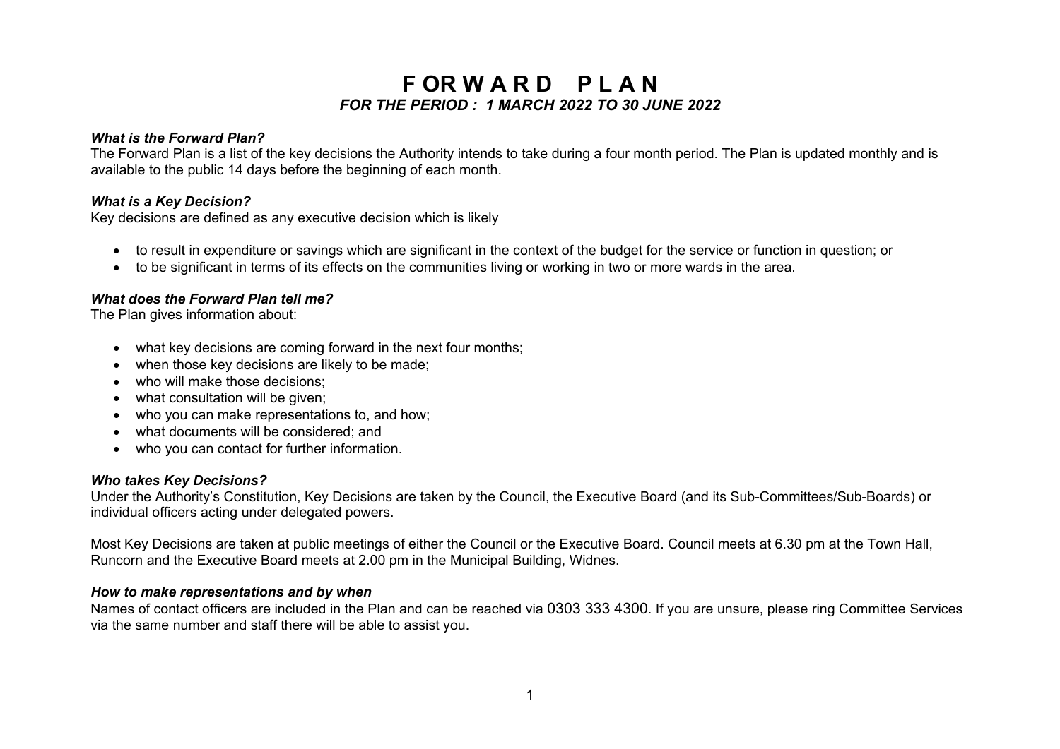# FORWARD PLAN

***FOR THE PERIOD : 1 MARCH 2022 TO 30 JUNE 2022***

***What is the Forward Plan?***

The Forward Plan is a list of the key decisions the Authority intends to take during a four month period. The Plan is updated monthly and is available to the public 14 days before the beginning of each month.

***What is a Key Decision?***

Key decisions are defined as any executive decision which is likely

- to result in expenditure or savings which are significant in the context of the budget for the service or function in question; or
- to be significant in terms of its effects on the communities living or working in two or more wards in the area.

***What does the Forward Plan tell me?***

The Plan gives information about:

- what key decisions are coming forward in the next four months;
- when those key decisions are likely to be made;
- who will make those decisions;
- what consultation will be given;
- who you can make representations to, and how;
- what documents will be considered; and
- who you can contact for further information.

***Who takes Key Decisions?***

Under the Authority's Constitution, Key Decisions are taken by the Council, the Executive Board (and its Sub-Committees/Sub-Boards) or individual officers acting under delegated powers.

Most Key Decisions are taken at public meetings of either the Council or the Executive Board. Council meets at 6.30 pm at the Town Hall, Runcorn and the Executive Board meets at 2.00 pm in the Municipal Building, Widnes.

***How to make representations and by when***

Names of contact officers are included in the Plan and can be reached via 0303 333 4300. If you are unsure, please ring Committee Services via the same number and staff there will be able to assist you.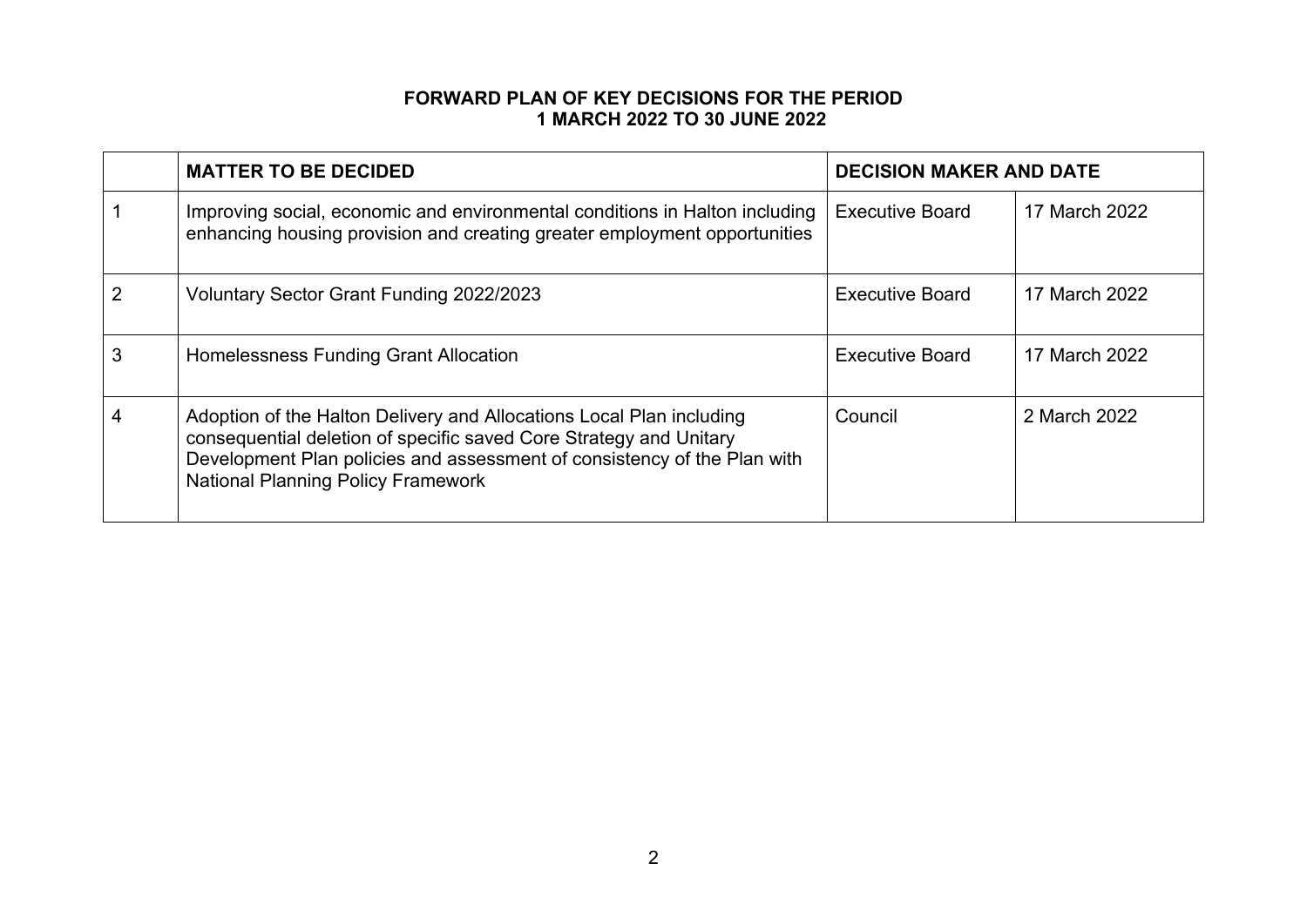**FORWARD PLAN OF KEY DECISIONS FOR THE PERIOD
1 MARCH 2022 TO 30 JUNE 2022**

| | **MATTER TO BE DECIDED** | **DECISION MAKER AND DATE** | |
|---|---|---|---|
| 1 | Improving social, economic and environmental conditions in Halton including enhancing housing provision and creating greater employment opportunities | Executive Board | 17 March 2022 |
| 2 | Voluntary Sector Grant Funding 2022/2023 | Executive Board | 17 March 2022 |
| 3 | Homelessness Funding Grant Allocation | Executive Board | 17 March 2022 |
| 4 | Adoption of the Halton Delivery and Allocations Local Plan including consequential deletion of specific saved Core Strategy and Unitary Development Plan policies and assessment of consistency of the Plan with National Planning Policy Framework | Council | 2 March 2022 |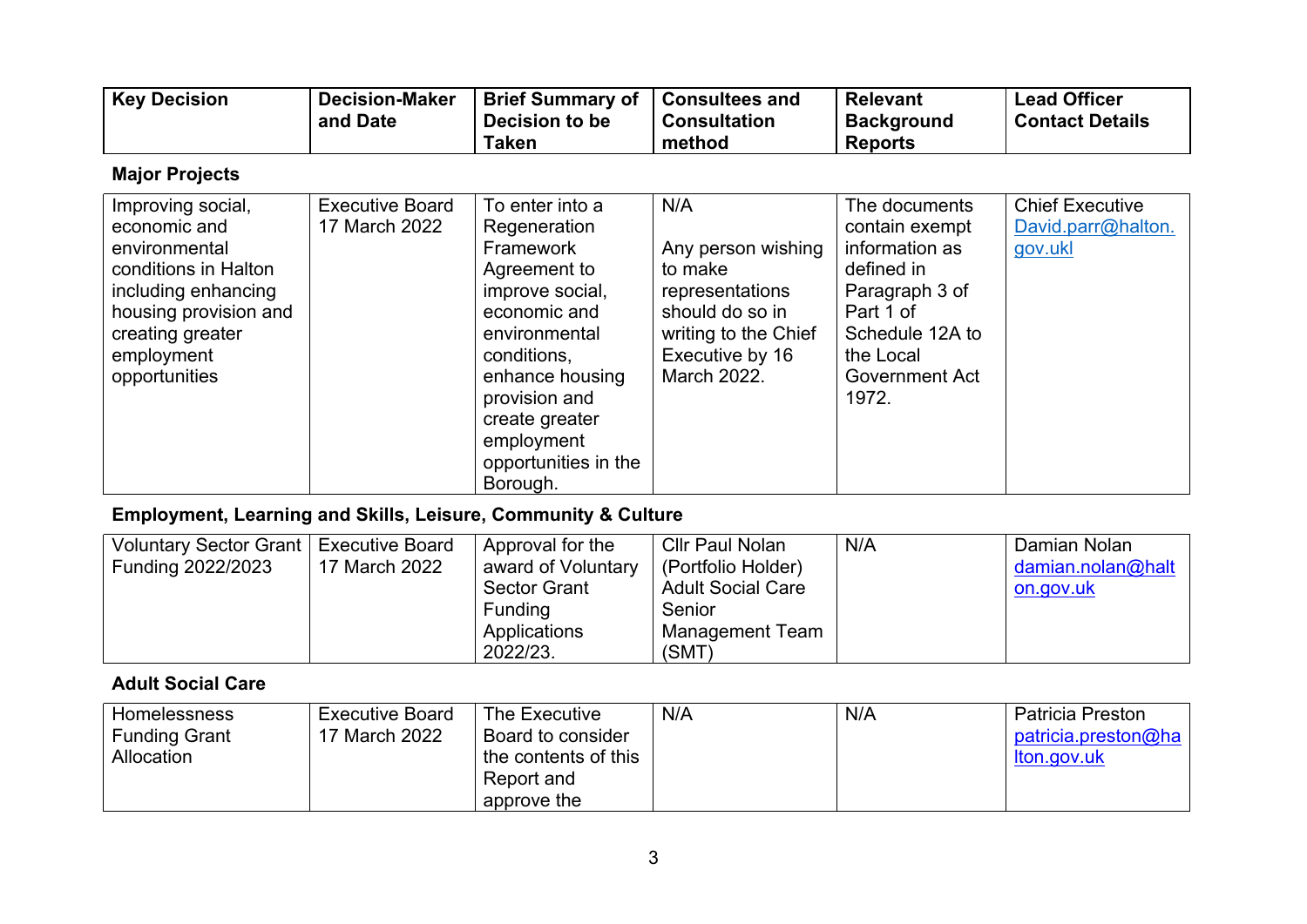| Key Decision | Decision-Maker and Date | Brief Summary of Decision to be Taken | Consultees and Consultation method | Relevant Background Reports | Lead Officer Contact Details |
|---|---|---|---|---|---|
| **Major Projects** | | | | | |
| Improving social, economic and environmental conditions in Halton including enhancing housing provision and creating greater employment opportunities | Executive Board 17 March 2022 | To enter into a Regeneration Framework Agreement to improve social, economic and environmental conditions, enhance housing provision and create greater employment opportunities in the Borough. | N/A<br><br>Any person wishing to make representations should do so in writing to the Chief Executive by 16 March 2022. | The documents contain exempt information as defined in Paragraph 3 of Part 1 of Schedule 12A to the Local Government Act 1972. | Chief Executive David.parr@halton.gov.ukl |
| **Employment, Learning and Skills, Leisure, Community & Culture** | | | | | |
| Voluntary Sector Grant Funding 2022/2023 | Executive Board 17 March 2022 | Approval for the award of Voluntary Sector Grant Funding Applications 2022/23. | Cllr Paul Nolan (Portfolio Holder) Adult Social Care Senior Management Team (SMT) | N/A | Damian Nolan damian.nolan@halton.gov.uk |
| **Adult Social Care** | | | | | |
| Homelessness Funding Grant Allocation | Executive Board 17 March 2022 | The Executive Board to consider the contents of this Report and approve the | N/A | N/A | Patricia Preston patricia.preston@halton.gov.uk |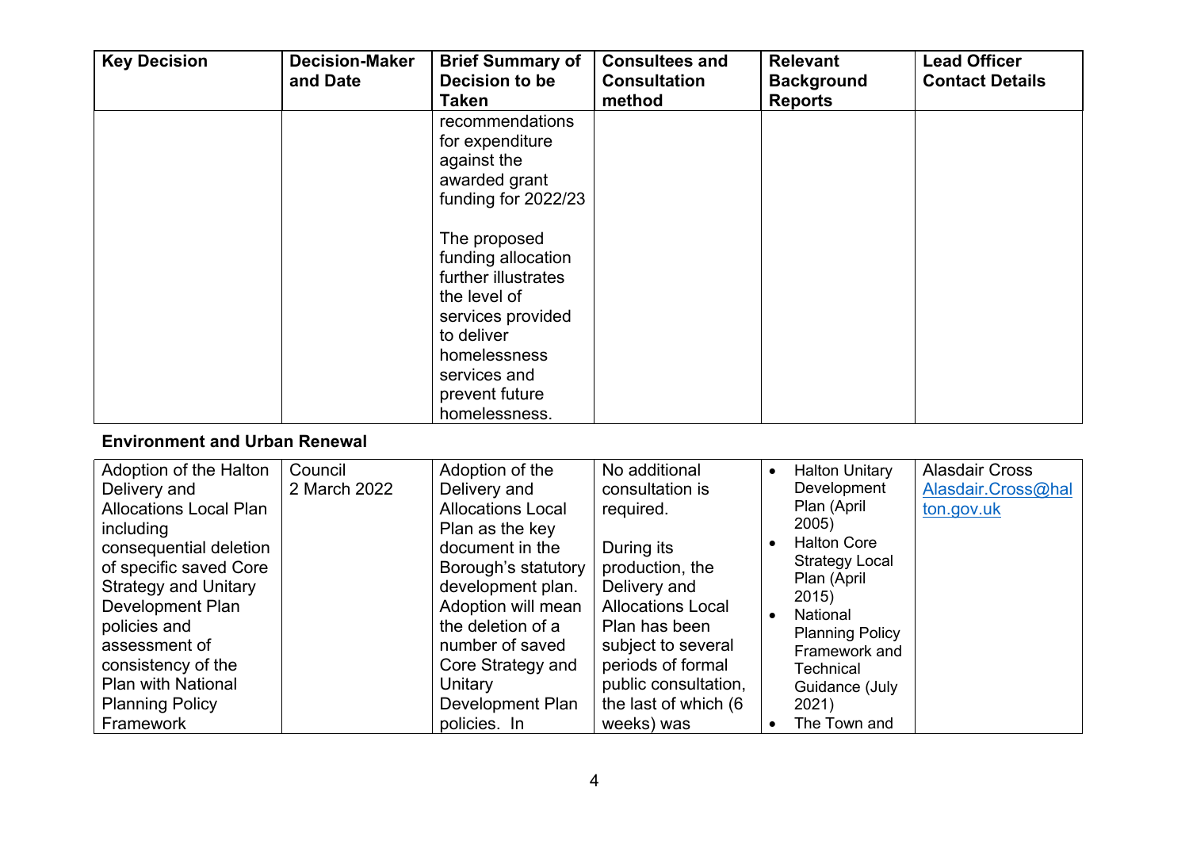| Key Decision | Decision-Maker and Date | Brief Summary of Decision to be Taken | Consultees and Consultation method | Relevant Background Reports | Lead Officer Contact Details |
|---|---|---|---|---|---|
| | | recommendations for expenditure against the awarded grant funding for 2022/23<br><br>The proposed funding allocation further illustrates the level of services provided to deliver homelessness services and prevent future homelessness. | | | |

**Environment and Urban Renewal**

| Key Decision | Decision-Maker and Date | Brief Summary of Decision to be Taken | Consultees and Consultation method | Relevant Background Reports | Lead Officer Contact Details |
|---|---|---|---|---|---|
| Adoption of the Halton Delivery and Allocations Local Plan including consequential deletion of specific saved Core Strategy and Unitary Development Plan policies and assessment of consistency of the Plan with National Planning Policy Framework | Council<br>2 March 2022 | Adoption of the Delivery and Allocations Local Plan as the key document in the Borough's statutory development plan. Adoption will mean the deletion of a number of saved Core Strategy and Unitary Development Plan policies. In | No additional consultation is required.<br><br>During its production, the Delivery and Allocations Local Plan has been subject to several periods of formal public consultation, the last of which (6 weeks) was | • Halton Unitary Development Plan (April 2005)<br>• Halton Core Strategy Local Plan (April 2015)<br>• National Planning Policy Framework and Technical Guidance (July 2021)<br>• The Town and | Alasdair Cross<br>Alasdair.Cross@halton.gov.uk |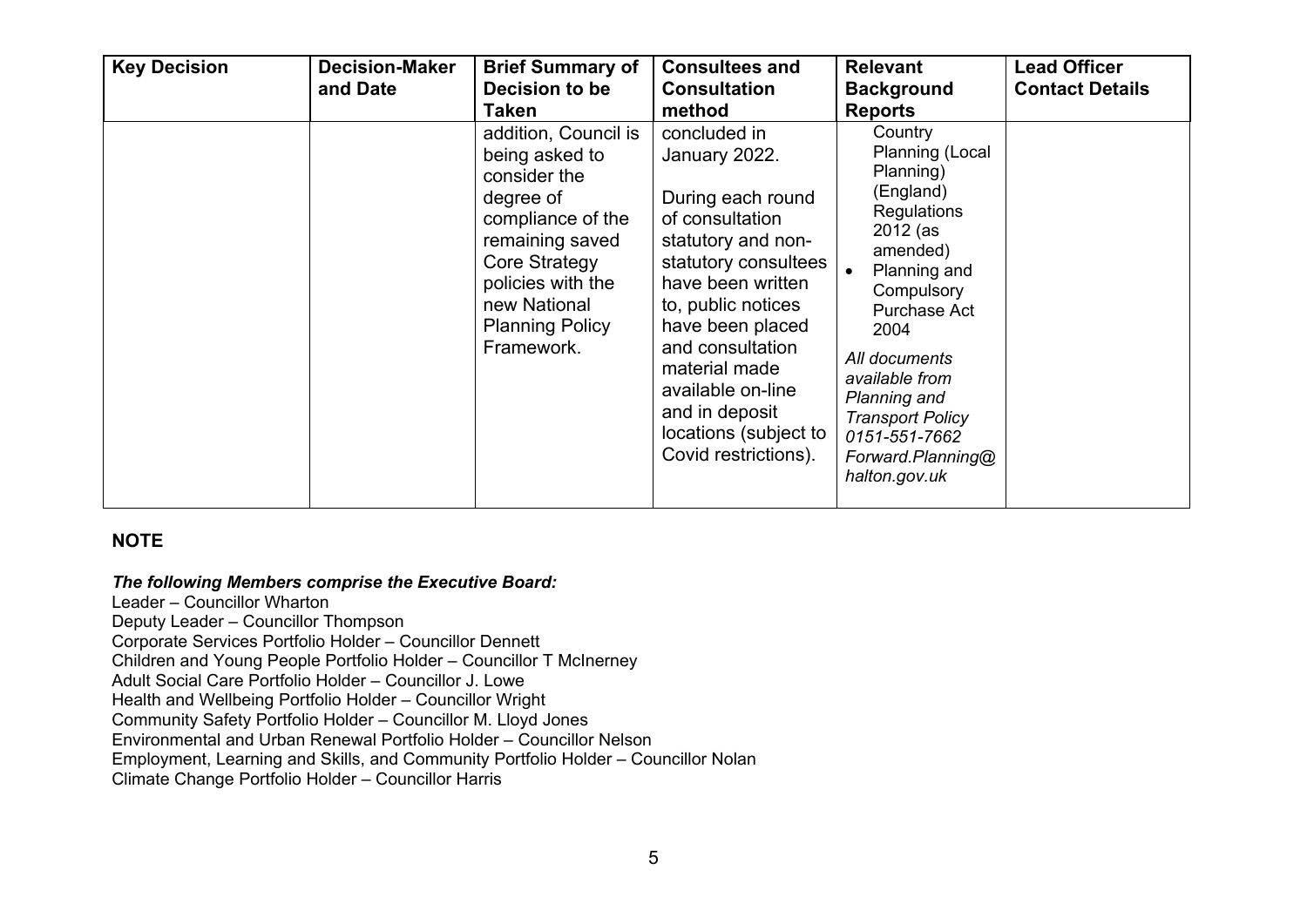| Key Decision | Decision-Maker and Date | Brief Summary of Decision to be Taken | Consultees and Consultation method | Relevant Background Reports | Lead Officer Contact Details |
|---|---|---|---|---|---|
| | | addition, Council is being asked to consider the degree of compliance of the remaining saved Core Strategy policies with the new National Planning Policy Framework. | concluded in January 2022.<br><br>During each round of consultation statutory and non-statutory consultees have been written to, public notices have been placed and consultation material made available on-line and in deposit locations (subject to Covid restrictions). | Country Planning (Local Planning) (England) Regulations 2012 (as amended)<br>• Planning and Compulsory Purchase Act 2004<br><br>*All documents available from Planning and Transport Policy 0151-551-7662 Forward.Planning@halton.gov.uk* | |

## NOTE

***The following Members comprise the Executive Board:***

Leader – Councillor Wharton
Deputy Leader – Councillor Thompson
Corporate Services Portfolio Holder – Councillor Dennett
Children and Young People Portfolio Holder – Councillor T McInerney
Adult Social Care Portfolio Holder – Councillor J. Lowe
Health and Wellbeing Portfolio Holder – Councillor Wright
Community Safety Portfolio Holder – Councillor M. Lloyd Jones
Environmental and Urban Renewal Portfolio Holder – Councillor Nelson
Employment, Learning and Skills, and Community Portfolio Holder – Councillor Nolan
Climate Change Portfolio Holder – Councillor Harris